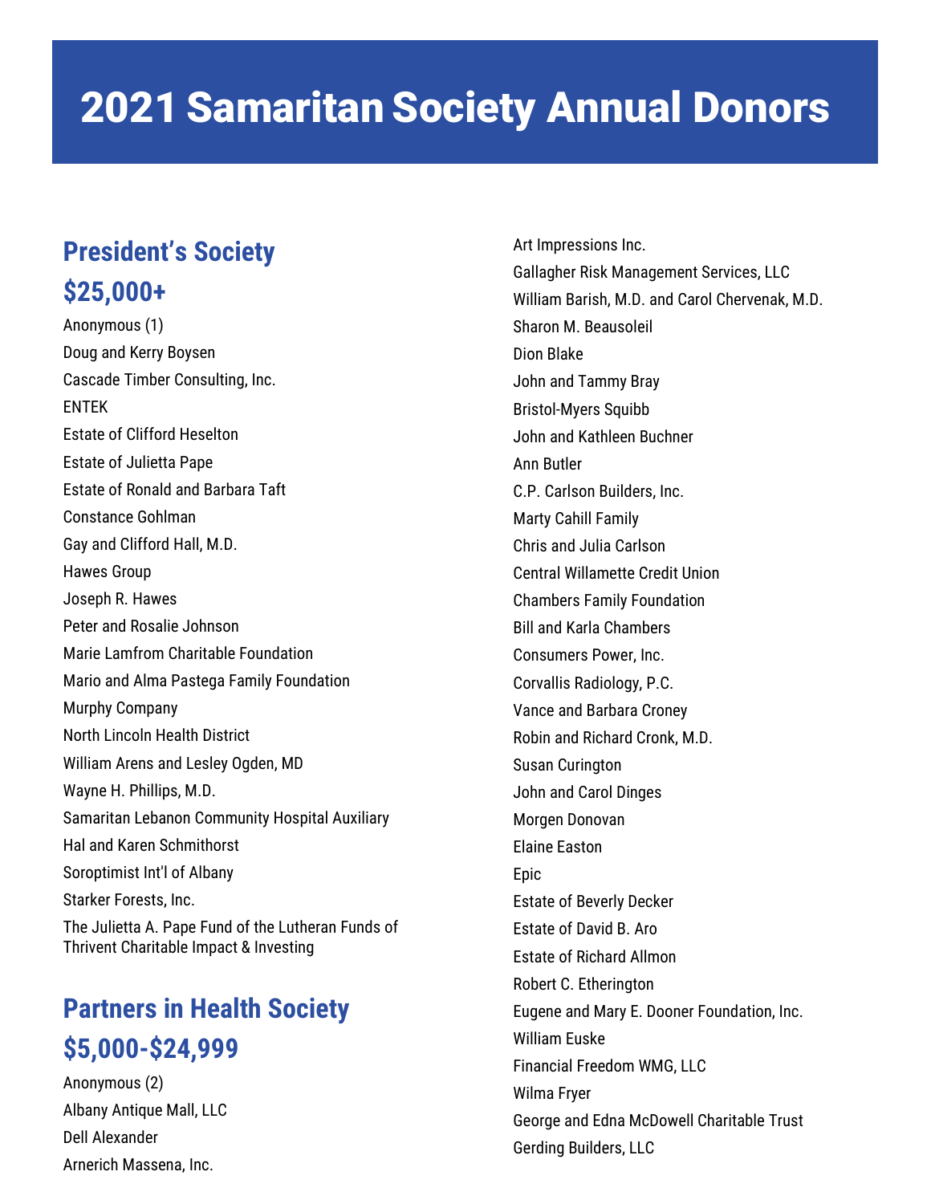# 2021 Samaritan Society Annual Donors

## President's Society
## $25,000+

Anonymous (1)
Doug and Kerry Boysen
Cascade Timber Consulting, Inc.
ENTEK
Estate of Clifford Heselton
Estate of Julietta Pape
Estate of Ronald and Barbara Taft
Constance Gohlman
Gay and Clifford Hall, M.D.
Hawes Group
Joseph R. Hawes
Peter and Rosalie Johnson
Marie Lamfrom Charitable Foundation
Mario and Alma Pastega Family Foundation
Murphy Company
North Lincoln Health District
William Arens and Lesley Ogden, MD
Wayne H. Phillips, M.D.
Samaritan Lebanon Community Hospital Auxiliary
Hal and Karen Schmithorst
Soroptimist Int'l of Albany
Starker Forests, Inc.
The Julietta A. Pape Fund of the Lutheran Funds of Thrivent Charitable Impact & Investing

## Partners in Health Society
## $5,000-$24,999

Anonymous (2)
Albany Antique Mall, LLC
Dell Alexander
Arnerich Massena, Inc.
Art Impressions Inc.
Gallagher Risk Management Services, LLC
William Barish, M.D. and Carol Chervenak, M.D.
Sharon M. Beausoleil
Dion Blake
John and Tammy Bray
Bristol-Myers Squibb
John and Kathleen Buchner
Ann Butler
C.P. Carlson Builders, Inc.
Marty Cahill Family
Chris and Julia Carlson
Central Willamette Credit Union
Chambers Family Foundation
Bill and Karla Chambers
Consumers Power, Inc.
Corvallis Radiology, P.C.
Vance and Barbara Croney
Robin and Richard Cronk, M.D.
Susan Curington
John and Carol Dinges
Morgen Donovan
Elaine Easton
Epic
Estate of Beverly Decker
Estate of David B. Aro
Estate of Richard Allmon
Robert C. Etherington
Eugene and Mary E. Dooner Foundation, Inc.
William Euske
Financial Freedom WMG, LLC
Wilma Fryer
George and Edna McDowell Charitable Trust
Gerding Builders, LLC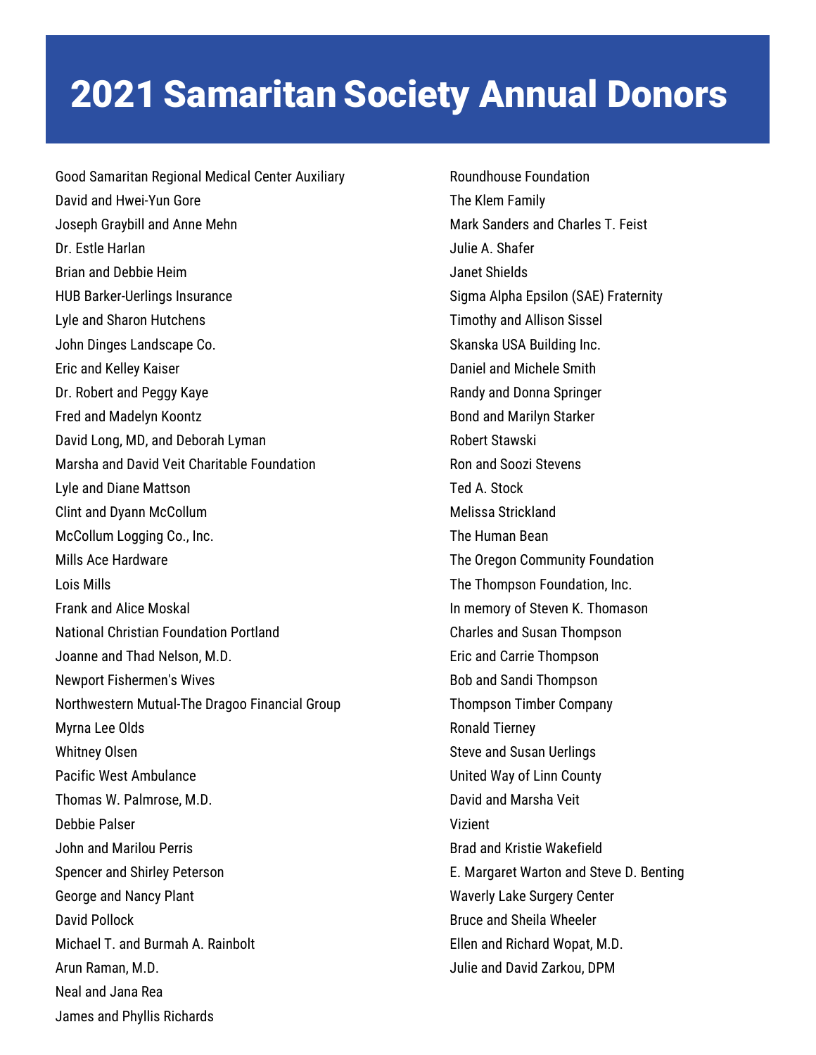# 2021 Samaritan Society Annual Donors

Good Samaritan Regional Medical Center Auxiliary
David and Hwei-Yun Gore
Joseph Graybill and Anne Mehn
Dr. Estle Harlan
Brian and Debbie Heim
HUB Barker-Uerlings Insurance
Lyle and Sharon Hutchens
John Dinges Landscape Co.
Eric and Kelley Kaiser
Dr. Robert and Peggy Kaye
Fred and Madelyn Koontz
David Long, MD, and Deborah Lyman
Marsha and David Veit Charitable Foundation
Lyle and Diane Mattson
Clint and Dyann McCollum
McCollum Logging Co., Inc.
Mills Ace Hardware
Lois Mills
Frank and Alice Moskal
National Christian Foundation Portland
Joanne and Thad Nelson, M.D.
Newport Fishermen's Wives
Northwestern Mutual-The Dragoo Financial Group
Myrna Lee Olds
Whitney Olsen
Pacific West Ambulance
Thomas W. Palmrose, M.D.
Debbie Palser
John and Marilou Perris
Spencer and Shirley Peterson
George and Nancy Plant
David Pollock
Michael T. and Burmah A. Rainbolt
Arun Raman, M.D.
Neal and Jana Rea
James and Phyllis Richards
Roundhouse Foundation
The Klem Family
Mark Sanders and Charles T. Feist
Julie A. Shafer
Janet Shields
Sigma Alpha Epsilon (SAE) Fraternity
Timothy and Allison Sissel
Skanska USA Building Inc.
Daniel and Michele Smith
Randy and Donna Springer
Bond and Marilyn Starker
Robert Stawski
Ron and Soozi Stevens
Ted A. Stock
Melissa Strickland
The Human Bean
The Oregon Community Foundation
The Thompson Foundation, Inc.
In memory of Steven K. Thomason
Charles and Susan Thompson
Eric and Carrie Thompson
Bob and Sandi Thompson
Thompson Timber Company
Ronald Tierney
Steve and Susan Uerlings
United Way of Linn County
David and Marsha Veit
Vizient
Brad and Kristie Wakefield
E. Margaret Warton and Steve D. Benting
Waverly Lake Surgery Center
Bruce and Sheila Wheeler
Ellen and Richard Wopat, M.D.
Julie and David Zarkou, DPM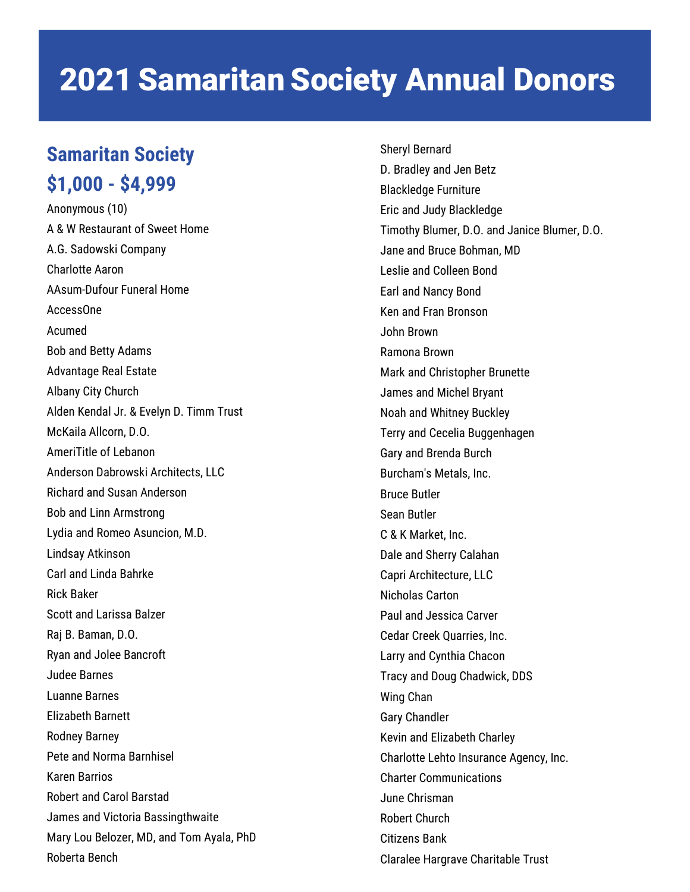# 2021 Samaritan Society Annual Donors

## Samaritan Society
## $1,000 - $4,999

Anonymous (10)
A & W Restaurant of Sweet Home
A.G. Sadowski Company
Charlotte Aaron
AAsum-Dufour Funeral Home
AccessOne
Acumed
Bob and Betty Adams
Advantage Real Estate
Albany City Church
Alden Kendal Jr. & Evelyn D. Timm Trust
McKaila Allcorn, D.O.
AmeriTitle of Lebanon
Anderson Dabrowski Architects, LLC
Richard and Susan Anderson
Bob and Linn Armstrong
Lydia and Romeo Asuncion, M.D.
Lindsay Atkinson
Carl and Linda Bahrke
Rick Baker
Scott and Larissa Balzer
Raj B. Baman, D.O.
Ryan and Jolee Bancroft
Judee Barnes
Luanne Barnes
Elizabeth Barnett
Rodney Barney
Pete and Norma Barnhisel
Karen Barrios
Robert and Carol Barstad
James and Victoria Bassingthwaite
Mary Lou Belozer, MD, and Tom Ayala, PhD
Roberta Bench
Sheryl Bernard
D. Bradley and Jen Betz
Blackledge Furniture
Eric and Judy Blackledge
Timothy Blumer, D.O. and Janice Blumer, D.O.
Jane and Bruce Bohman, MD
Leslie and Colleen Bond
Earl and Nancy Bond
Ken and Fran Bronson
John Brown
Ramona Brown
Mark and Christopher Brunette
James and Michel Bryant
Noah and Whitney Buckley
Terry and Cecelia Buggenhagen
Gary and Brenda Burch
Burcham's Metals, Inc.
Bruce Butler
Sean Butler
C & K Market, Inc.
Dale and Sherry Calahan
Capri Architecture, LLC
Nicholas Carton
Paul and Jessica Carver
Cedar Creek Quarries, Inc.
Larry and Cynthia Chacon
Tracy and Doug Chadwick, DDS
Wing Chan
Gary Chandler
Kevin and Elizabeth Charley
Charlotte Lehto Insurance Agency, Inc.
Charter Communications
June Chrisman
Robert Church
Citizens Bank
Claralee Hargrave Charitable Trust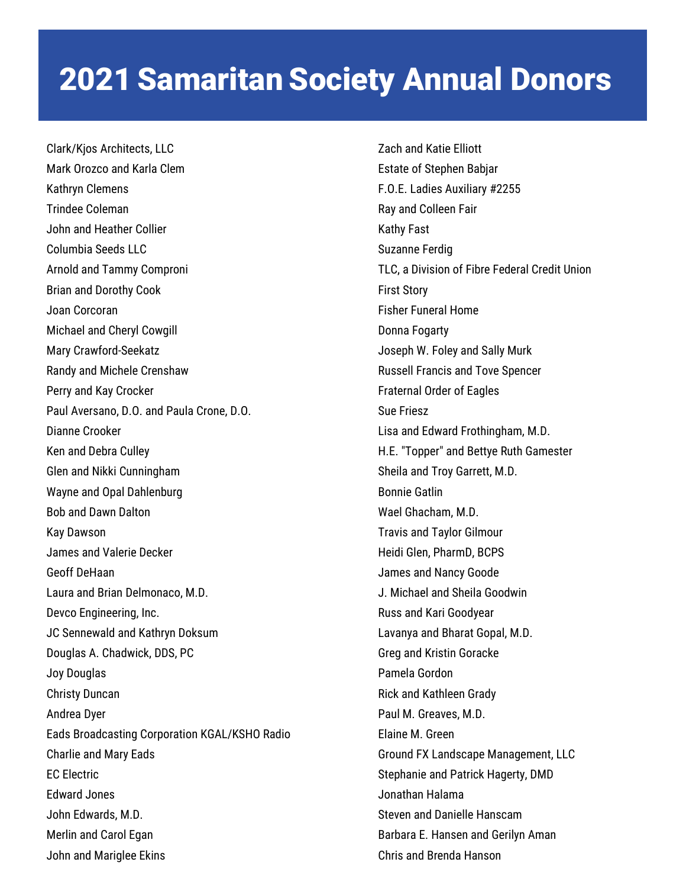# 2021 Samaritan Society Annual Donors

Clark/Kjos Architects, LLC
Mark Orozco and Karla Clem
Kathryn Clemens
Trindee Coleman
John and Heather Collier
Columbia Seeds LLC
Arnold and Tammy Comproni
Brian and Dorothy Cook
Joan Corcoran
Michael and Cheryl Cowgill
Mary Crawford-Seekatz
Randy and Michele Crenshaw
Perry and Kay Crocker
Paul Aversano, D.O. and Paula Crone, D.O.
Dianne Crooker
Ken and Debra Culley
Glen and Nikki Cunningham
Wayne and Opal Dahlenburg
Bob and Dawn Dalton
Kay Dawson
James and Valerie Decker
Geoff DeHaan
Laura and Brian Delmonaco, M.D.
Devco Engineering, Inc.
JC Sennewald and Kathryn Doksum
Douglas A. Chadwick, DDS, PC
Joy Douglas
Christy Duncan
Andrea Dyer
Eads Broadcasting Corporation KGAL/KSHO Radio
Charlie and Mary Eads
EC Electric
Edward Jones
John Edwards, M.D.
Merlin and Carol Egan
John and Mariglee Ekins
Zach and Katie Elliott
Estate of Stephen Babjar
F.O.E. Ladies Auxiliary #2255
Ray and Colleen Fair
Kathy Fast
Suzanne Ferdig
TLC, a Division of Fibre Federal Credit Union
First Story
Fisher Funeral Home
Donna Fogarty
Joseph W. Foley and Sally Murk
Russell Francis and Tove Spencer
Fraternal Order of Eagles
Sue Friesz
Lisa and Edward Frothingham, M.D.
H.E. "Topper" and Bettye Ruth Gamester
Sheila and Troy Garrett, M.D.
Bonnie Gatlin
Wael Ghacham, M.D.
Travis and Taylor Gilmour
Heidi Glen, PharmD, BCPS
James and Nancy Goode
J. Michael and Sheila Goodwin
Russ and Kari Goodyear
Lavanya and Bharat Gopal, M.D.
Greg and Kristin Goracke
Pamela Gordon
Rick and Kathleen Grady
Paul M. Greaves, M.D.
Elaine M. Green
Ground FX Landscape Management, LLC
Stephanie and Patrick Hagerty, DMD
Jonathan Halama
Steven and Danielle Hanscam
Barbara E. Hansen and Gerilyn Aman
Chris and Brenda Hanson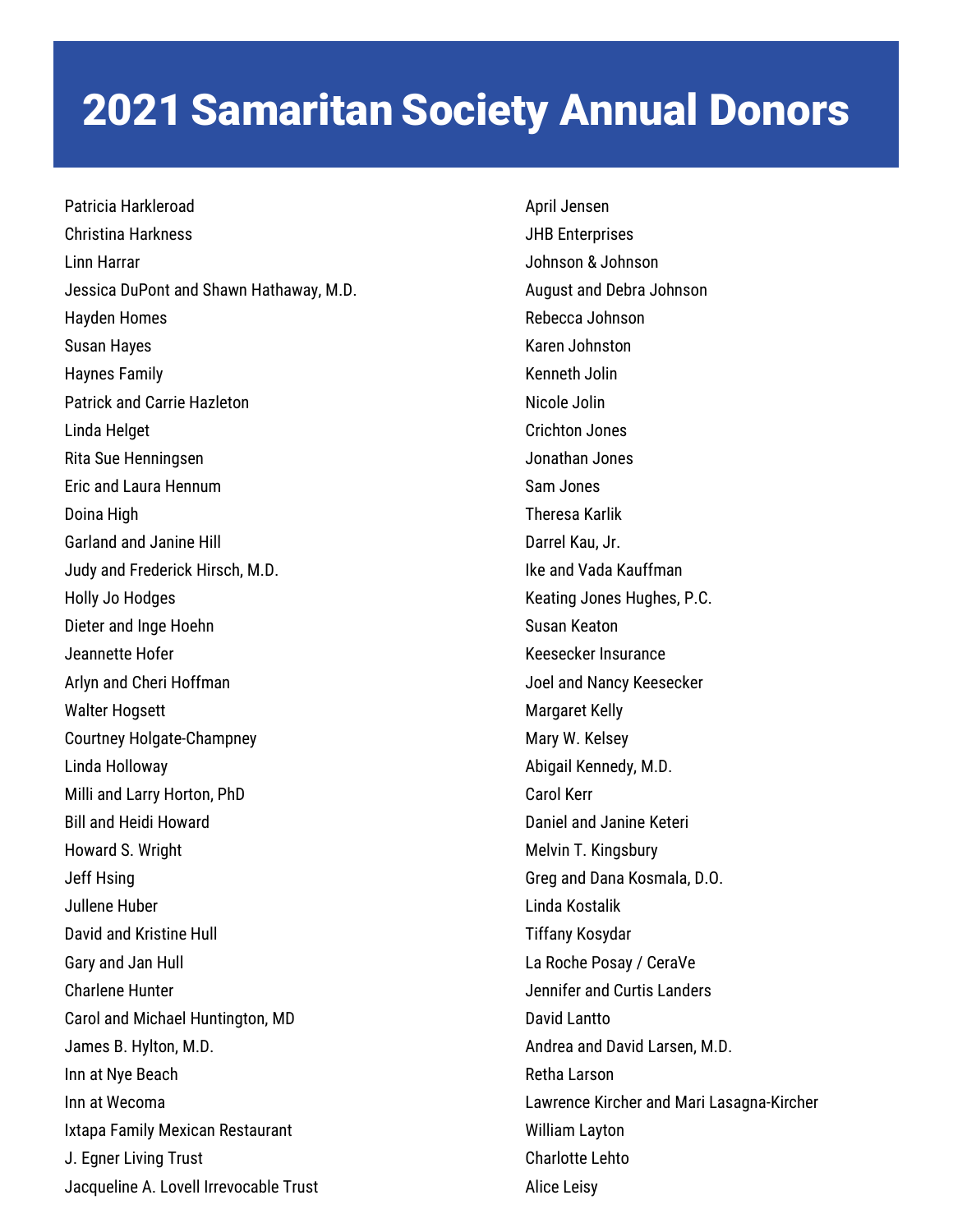# 2021 Samaritan Society Annual Donors

Patricia Harkleroad
Christina Harkness
Linn Harrar
Jessica DuPont and Shawn Hathaway, M.D.
Hayden Homes
Susan Hayes
Haynes Family
Patrick and Carrie Hazleton
Linda Helget
Rita Sue Henningsen
Eric and Laura Hennum
Doina High
Garland and Janine Hill
Judy and Frederick Hirsch, M.D.
Holly Jo Hodges
Dieter and Inge Hoehn
Jeannette Hofer
Arlyn and Cheri Hoffman
Walter Hogsett
Courtney Holgate-Champney
Linda Holloway
Milli and Larry Horton, PhD
Bill and Heidi Howard
Howard S. Wright
Jeff Hsing
Jullene Huber
David and Kristine Hull
Gary and Jan Hull
Charlene Hunter
Carol and Michael Huntington, MD
James B. Hylton, M.D.
Inn at Nye Beach
Inn at Wecoma
Ixtapa Family Mexican Restaurant
J. Egner Living Trust
Jacqueline A. Lovell Irrevocable Trust
April Jensen
JHB Enterprises
Johnson & Johnson
August and Debra Johnson
Rebecca Johnson
Karen Johnston
Kenneth Jolin
Nicole Jolin
Crichton Jones
Jonathan Jones
Sam Jones
Theresa Karlik
Darrel Kau, Jr.
Ike and Vada Kauffman
Keating Jones Hughes, P.C.
Susan Keaton
Keesecker Insurance
Joel and Nancy Keesecker
Margaret Kelly
Mary W. Kelsey
Abigail Kennedy, M.D.
Carol Kerr
Daniel and Janine Keteri
Melvin T. Kingsbury
Greg and Dana Kosmala, D.O.
Linda Kostalik
Tiffany Kosydar
La Roche Posay / CeraVe
Jennifer and Curtis Landers
David Lantto
Andrea and David Larsen, M.D.
Retha Larson
Lawrence Kircher and Mari Lasagna-Kircher
William Layton
Charlotte Lehto
Alice Leisy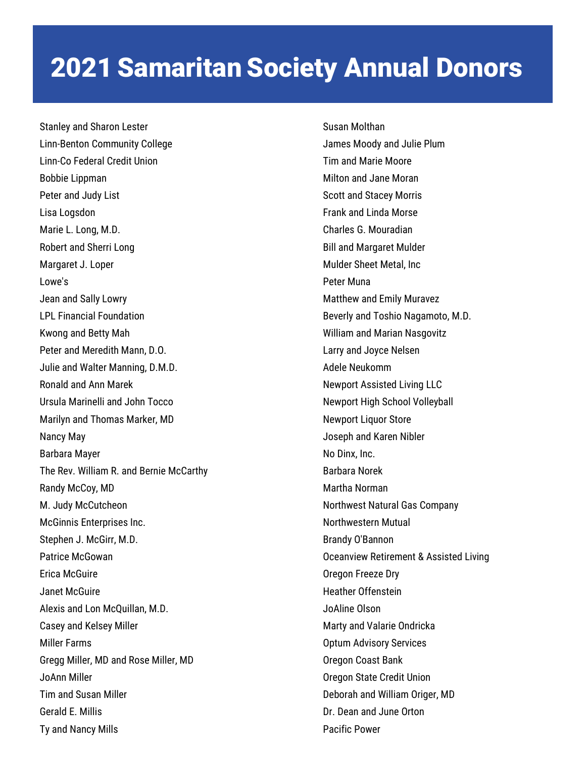# 2021 Samaritan Society Annual Donors

Stanley and Sharon Lester
Linn-Benton Community College
Linn-Co Federal Credit Union
Bobbie Lippman
Peter and Judy List
Lisa Logsdon
Marie L. Long, M.D.
Robert and Sherri Long
Margaret J. Loper
Lowe's
Jean and Sally Lowry
LPL Financial Foundation
Kwong and Betty Mah
Peter and Meredith Mann, D.O.
Julie and Walter Manning, D.M.D.
Ronald and Ann Marek
Ursula Marinelli and John Tocco
Marilyn and Thomas Marker, MD
Nancy May
Barbara Mayer
The Rev. William R. and Bernie McCarthy
Randy McCoy, MD
M. Judy McCutcheon
McGinnis Enterprises Inc.
Stephen J. McGirr, M.D.
Patrice McGowan
Erica McGuire
Janet McGuire
Alexis and Lon McQuillan, M.D.
Casey and Kelsey Miller
Miller Farms
Gregg Miller, MD and Rose Miller, MD
JoAnn Miller
Tim and Susan Miller
Gerald E. Millis
Ty and Nancy Mills
Susan Molthan
James Moody and Julie Plum
Tim and Marie Moore
Milton and Jane Moran
Scott and Stacey Morris
Frank and Linda Morse
Charles G. Mouradian
Bill and Margaret Mulder
Mulder Sheet Metal, Inc
Peter Muna
Matthew and Emily Muravez
Beverly and Toshio Nagamoto, M.D.
William and Marian Nasgovitz
Larry and Joyce Nelsen
Adele Neukomm
Newport Assisted Living LLC
Newport High School Volleyball
Newport Liquor Store
Joseph and Karen Nibler
No Dinx, Inc.
Barbara Norek
Martha Norman
Northwest Natural Gas Company
Northwestern Mutual
Brandy O'Bannon
Oceanview Retirement & Assisted Living
Oregon Freeze Dry
Heather Offenstein
JoAline Olson
Marty and Valarie Ondricka
Optum Advisory Services
Oregon Coast Bank
Oregon State Credit Union
Deborah and William Origer, MD
Dr. Dean and June Orton
Pacific Power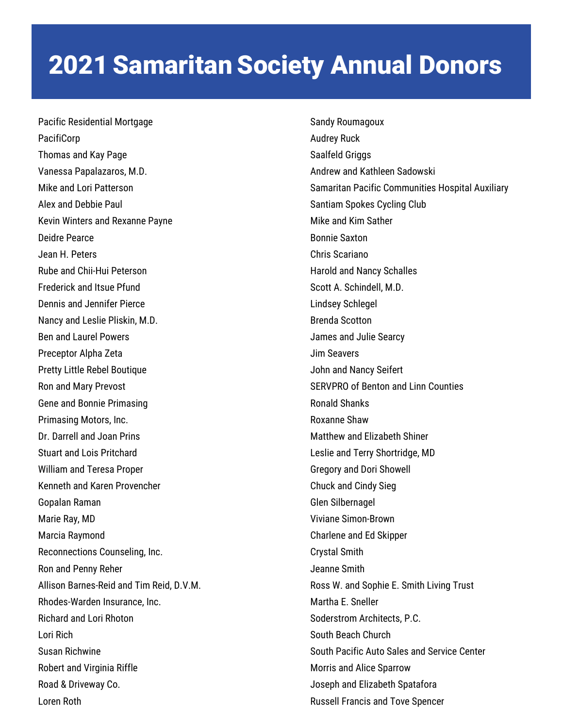# 2021 Samaritan Society Annual Donors

Pacific Residential Mortgage
PacifiCorp
Thomas and Kay Page
Vanessa Papalazaros, M.D.
Mike and Lori Patterson
Alex and Debbie Paul
Kevin Winters and Rexanne Payne
Deidre Pearce
Jean H. Peters
Rube and Chii-Hui Peterson
Frederick and Itsue Pfund
Dennis and Jennifer Pierce
Nancy and Leslie Pliskin, M.D.
Ben and Laurel Powers
Preceptor Alpha Zeta
Pretty Little Rebel Boutique
Ron and Mary Prevost
Gene and Bonnie Primasing
Primasing Motors, Inc.
Dr. Darrell and Joan Prins
Stuart and Lois Pritchard
William and Teresa Proper
Kenneth and Karen Provencher
Gopalan Raman
Marie Ray, MD
Marcia Raymond
Reconnections Counseling, Inc.
Ron and Penny Reher
Allison Barnes-Reid and Tim Reid, D.V.M.
Rhodes-Warden Insurance, Inc.
Richard and Lori Rhoton
Lori Rich
Susan Richwine
Robert and Virginia Riffle
Road & Driveway Co.
Loren Roth
Sandy Roumagoux
Audrey Ruck
Saalfeld Griggs
Andrew and Kathleen Sadowski
Samaritan Pacific Communities Hospital Auxiliary
Santiam Spokes Cycling Club
Mike and Kim Sather
Bonnie Saxton
Chris Scariano
Harold and Nancy Schalles
Scott A. Schindell, M.D.
Lindsey Schlegel
Brenda Scotton
James and Julie Searcy
Jim Seavers
John and Nancy Seifert
SERVPRO of Benton and Linn Counties
Ronald Shanks
Roxanne Shaw
Matthew and Elizabeth Shiner
Leslie and Terry Shortridge, MD
Gregory and Dori Showell
Chuck and Cindy Sieg
Glen Silbernagel
Viviane Simon-Brown
Charlene and Ed Skipper
Crystal Smith
Jeanne Smith
Ross W. and Sophie E. Smith Living Trust
Martha E. Sneller
Soderstrom Architects, P.C.
South Beach Church
South Pacific Auto Sales and Service Center
Morris and Alice Sparrow
Joseph and Elizabeth Spatafora
Russell Francis and Tove Spencer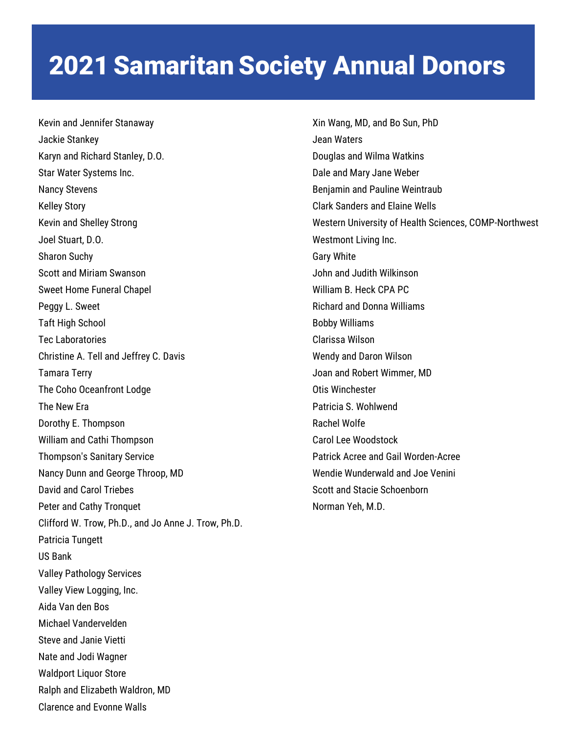# 2021 Samaritan Society Annual Donors

Kevin and Jennifer Stanaway
Jackie Stankey
Karyn and Richard Stanley, D.O.
Star Water Systems Inc.
Nancy Stevens
Kelley Story
Kevin and Shelley Strong
Joel Stuart, D.O.
Sharon Suchy
Scott and Miriam Swanson
Sweet Home Funeral Chapel
Peggy L. Sweet
Taft High School
Tec Laboratories
Christine A. Tell and Jeffrey C. Davis
Tamara Terry
The Coho Oceanfront Lodge
The New Era
Dorothy E. Thompson
William and Cathi Thompson
Thompson's Sanitary Service
Nancy Dunn and George Throop, MD
David and Carol Triebes
Peter and Cathy Tronquet
Clifford W. Trow, Ph.D., and Jo Anne J. Trow, Ph.D.
Patricia Tungett
US Bank
Valley Pathology Services
Valley View Logging, Inc.
Aida Van den Bos
Michael Vandervelden
Steve and Janie Vietti
Nate and Jodi Wagner
Waldport Liquor Store
Ralph and Elizabeth Waldron, MD
Clarence and Evonne Walls
Xin Wang, MD, and Bo Sun, PhD
Jean Waters
Douglas and Wilma Watkins
Dale and Mary Jane Weber
Benjamin and Pauline Weintraub
Clark Sanders and Elaine Wells
Western University of Health Sciences, COMP-Northwest
Westmont Living Inc.
Gary White
John and Judith Wilkinson
William B. Heck CPA PC
Richard and Donna Williams
Bobby Williams
Clarissa Wilson
Wendy and Daron Wilson
Joan and Robert Wimmer, MD
Otis Winchester
Patricia S. Wohlwend
Rachel Wolfe
Carol Lee Woodstock
Patrick Acree and Gail Worden-Acree
Wendie Wunderwald and Joe Venini
Scott and Stacie Schoenborn
Norman Yeh, M.D.